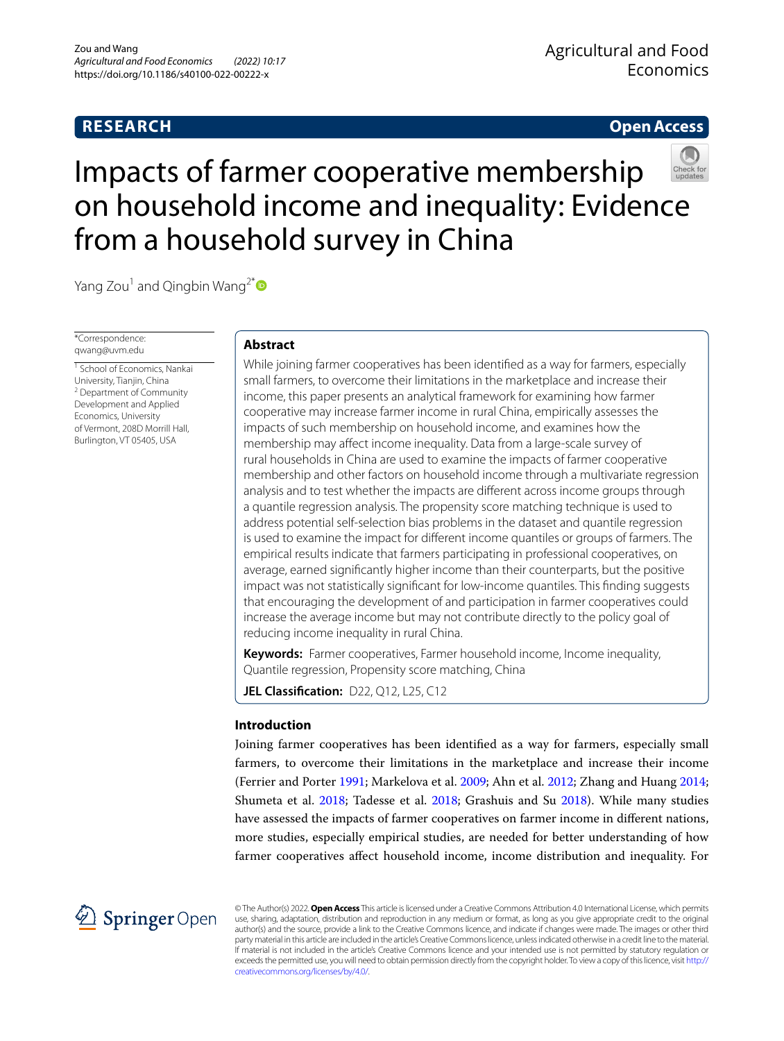RESEARCH

Open Access

# Impacts of farmer cooperative membership on household income and inequality: Evidence from a household survey in China

Yang Zou[1] and Qingbin Wang[2*]

*Correspondence: qwang@uvm.edu

[1] School of Economics, Nankai University, Tianjin, China
[2] Department of Community Development and Applied Economics, University of Vermont, 208D Morrill Hall, Burlington, VT 05405, USA

## Abstract

While joining farmer cooperatives has been identified as a way for farmers, especially small farmers, to overcome their limitations in the marketplace and increase their income, this paper presents an analytical framework for examining how farmer cooperative membership may increase farmer income in rural China, empirically assesses the impacts of such membership on household income, and examines how the membership may affect income inequality. Data from a large-scale survey of rural households in China are used to examine the impacts of farmer cooperative membership and other factors on household income through a multivariate regression analysis and to test whether the impacts are different across income groups through a quantile regression analysis. The propensity score matching technique is used to address potential self-selection bias problems in the dataset and quantile regression is used to examine the impact for different income quantiles or groups of farmers. The empirical results indicate that farmers participating in professional cooperatives, on average, earned significantly higher income than their counterparts, but the positive impact was not statistically significant for low-income quantiles. This finding suggests that encouraging the development of and participation in farmer cooperatives could increase the average income but may not contribute directly to the policy goal of reducing income inequality in rural China.

**Keywords:** Farmer cooperatives, Farmer household income, Income inequality, Quantile regression, Propensity score matching, China

**JEL Classification:** D22, Q12, L25, C12

## Introduction

Joining farmer cooperatives has been identified as a way for farmers, especially small farmers, to overcome their limitations in the marketplace and increase their income (Ferrier and Porter 1991; Markelova et al. 2009; Ahn et al. 2012; Zhang and Huang 2014; Shumeta et al. 2018; Tadesse et al. 2018; Grashuis and Su 2018). While many studies have assessed the impacts of farmer cooperatives on farmer income in different nations, more studies, especially empirical studies, are needed for better understanding of how farmer cooperatives affect household income, income distribution and inequality. For

© The Author(s) 2022. **Open Access** This article is licensed under a Creative Commons Attribution 4.0 International License, which permits use, sharing, adaptation, distribution and reproduction in any medium or format, as long as you give appropriate credit to the original author(s) and the source, provide a link to the Creative Commons licence, and indicate if changes were made. The images or other third party material in this article are included in the article's Creative Commons licence, unless indicated otherwise in a credit line to the material. If material is not included in the article's Creative Commons licence and your intended use is not permitted by statutory regulation or exceeds the permitted use, you will need to obtain permission directly from the copyright holder. To view a copy of this licence, visit http://creativecommons.org/licenses/by/4.0/.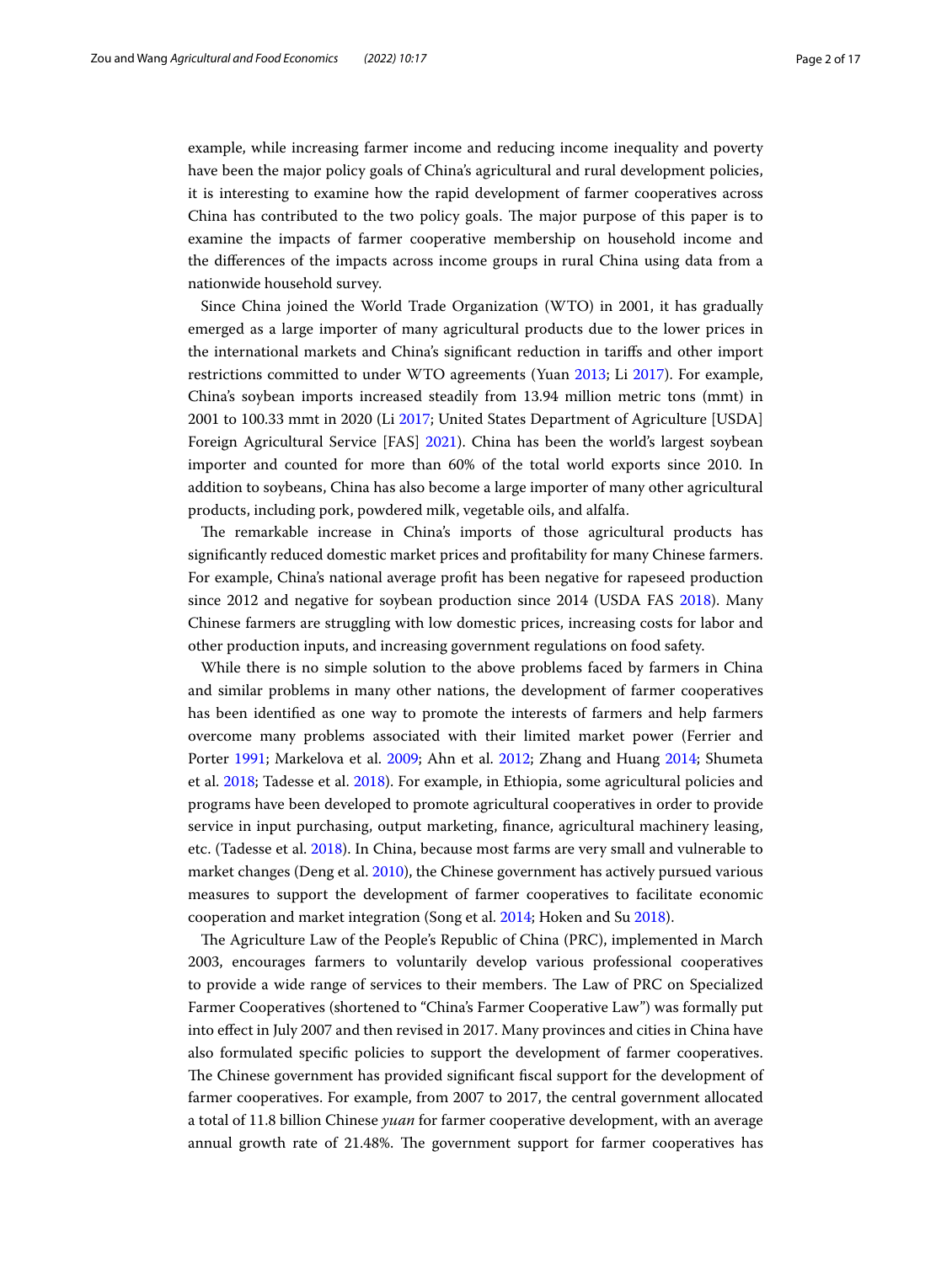example, while increasing farmer income and reducing income inequality and poverty have been the major policy goals of China's agricultural and rural development policies, it is interesting to examine how the rapid development of farmer cooperatives across China has contributed to the two policy goals. The major purpose of this paper is to examine the impacts of farmer cooperative membership on household income and the differences of the impacts across income groups in rural China using data from a nationwide household survey.

Since China joined the World Trade Organization (WTO) in 2001, it has gradually emerged as a large importer of many agricultural products due to the lower prices in the international markets and China's significant reduction in tariffs and other import restrictions committed to under WTO agreements (Yuan 2013; Li 2017). For example, China's soybean imports increased steadily from 13.94 million metric tons (mmt) in 2001 to 100.33 mmt in 2020 (Li 2017; United States Department of Agriculture [USDA] Foreign Agricultural Service [FAS] 2021). China has been the world's largest soybean importer and counted for more than 60% of the total world exports since 2010. In addition to soybeans, China has also become a large importer of many other agricultural products, including pork, powdered milk, vegetable oils, and alfalfa.

The remarkable increase in China's imports of those agricultural products has significantly reduced domestic market prices and profitability for many Chinese farmers. For example, China's national average profit has been negative for rapeseed production since 2012 and negative for soybean production since 2014 (USDA FAS 2018). Many Chinese farmers are struggling with low domestic prices, increasing costs for labor and other production inputs, and increasing government regulations on food safety.

While there is no simple solution to the above problems faced by farmers in China and similar problems in many other nations, the development of farmer cooperatives has been identified as one way to promote the interests of farmers and help farmers overcome many problems associated with their limited market power (Ferrier and Porter 1991; Markelova et al. 2009; Ahn et al. 2012; Zhang and Huang 2014; Shumeta et al. 2018; Tadesse et al. 2018). For example, in Ethiopia, some agricultural policies and programs have been developed to promote agricultural cooperatives in order to provide service in input purchasing, output marketing, finance, agricultural machinery leasing, etc. (Tadesse et al. 2018). In China, because most farms are very small and vulnerable to market changes (Deng et al. 2010), the Chinese government has actively pursued various measures to support the development of farmer cooperatives to facilitate economic cooperation and market integration (Song et al. 2014; Hoken and Su 2018).

The Agriculture Law of the People's Republic of China (PRC), implemented in March 2003, encourages farmers to voluntarily develop various professional cooperatives to provide a wide range of services to their members. The Law of PRC on Specialized Farmer Cooperatives (shortened to "China's Farmer Cooperative Law") was formally put into effect in July 2007 and then revised in 2017. Many provinces and cities in China have also formulated specific policies to support the development of farmer cooperatives. The Chinese government has provided significant fiscal support for the development of farmer cooperatives. For example, from 2007 to 2017, the central government allocated a total of 11.8 billion Chinese *yuan* for farmer cooperative development, with an average annual growth rate of 21.48%. The government support for farmer cooperatives has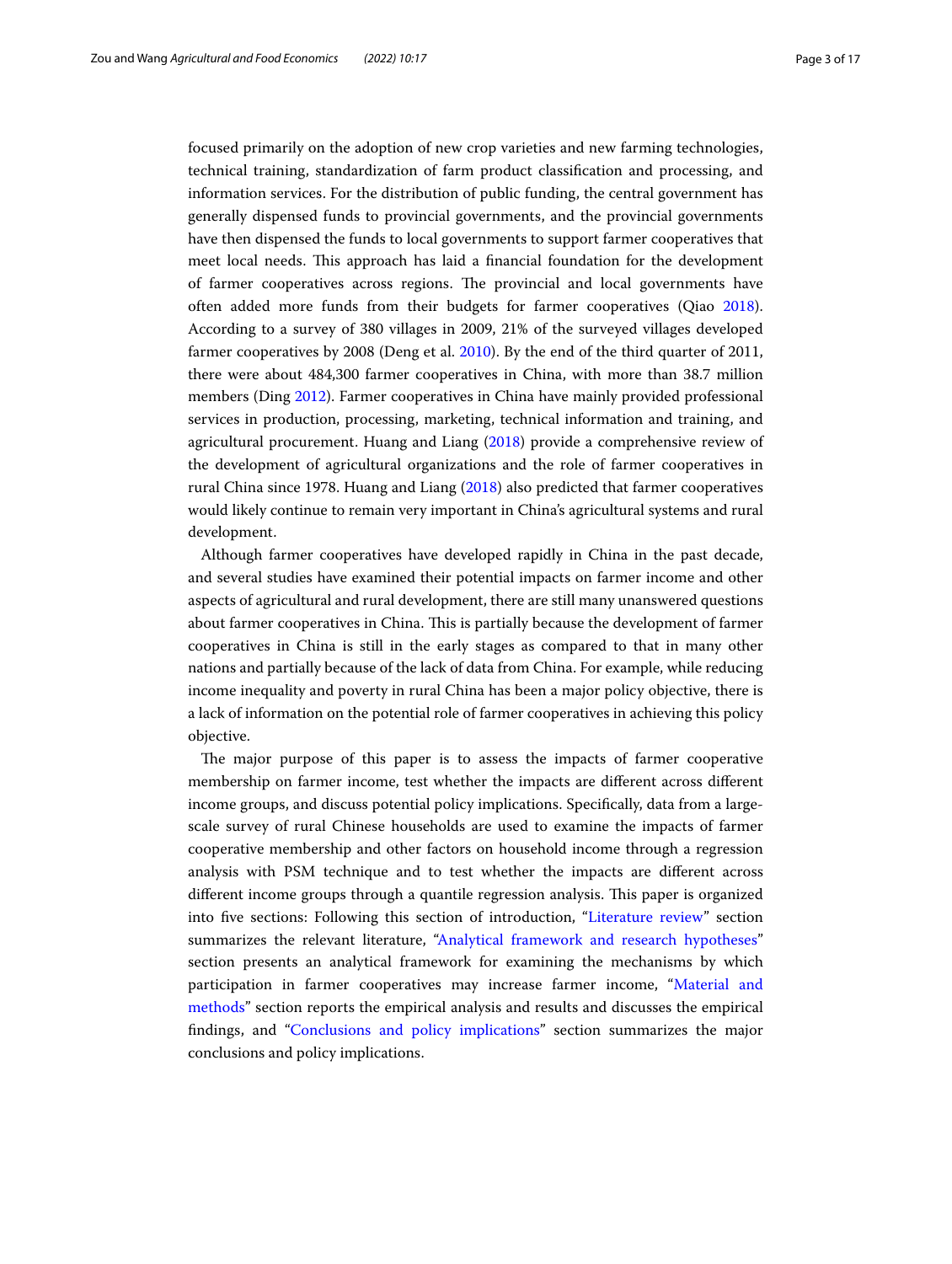focused primarily on the adoption of new crop varieties and new farming technologies, technical training, standardization of farm product classification and processing, and information services. For the distribution of public funding, the central government has generally dispensed funds to provincial governments, and the provincial governments have then dispensed the funds to local governments to support farmer cooperatives that meet local needs. This approach has laid a financial foundation for the development of farmer cooperatives across regions. The provincial and local governments have often added more funds from their budgets for farmer cooperatives (Qiao 2018). According to a survey of 380 villages in 2009, 21% of the surveyed villages developed farmer cooperatives by 2008 (Deng et al. 2010). By the end of the third quarter of 2011, there were about 484,300 farmer cooperatives in China, with more than 38.7 million members (Ding 2012). Farmer cooperatives in China have mainly provided professional services in production, processing, marketing, technical information and training, and agricultural procurement. Huang and Liang (2018) provide a comprehensive review of the development of agricultural organizations and the role of farmer cooperatives in rural China since 1978. Huang and Liang (2018) also predicted that farmer cooperatives would likely continue to remain very important in China's agricultural systems and rural development.

Although farmer cooperatives have developed rapidly in China in the past decade, and several studies have examined their potential impacts on farmer income and other aspects of agricultural and rural development, there are still many unanswered questions about farmer cooperatives in China. This is partially because the development of farmer cooperatives in China is still in the early stages as compared to that in many other nations and partially because of the lack of data from China. For example, while reducing income inequality and poverty in rural China has been a major policy objective, there is a lack of information on the potential role of farmer cooperatives in achieving this policy objective.

The major purpose of this paper is to assess the impacts of farmer cooperative membership on farmer income, test whether the impacts are different across different income groups, and discuss potential policy implications. Specifically, data from a large-scale survey of rural Chinese households are used to examine the impacts of farmer cooperative membership and other factors on household income through a regression analysis with PSM technique and to test whether the impacts are different across different income groups through a quantile regression analysis. This paper is organized into five sections: Following this section of introduction, "Literature review" section summarizes the relevant literature, "Analytical framework and research hypotheses" section presents an analytical framework for examining the mechanisms by which participation in farmer cooperatives may increase farmer income, "Material and methods" section reports the empirical analysis and results and discusses the empirical findings, and "Conclusions and policy implications" section summarizes the major conclusions and policy implications.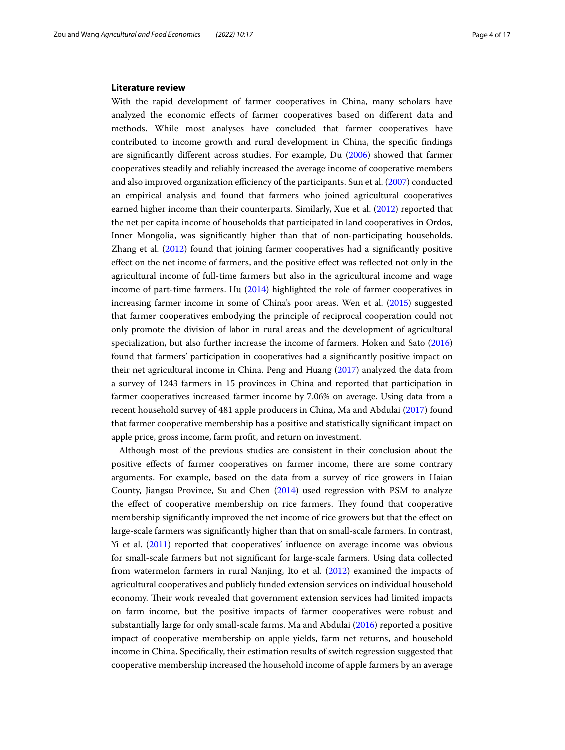## Literature review

With the rapid development of farmer cooperatives in China, many scholars have analyzed the economic effects of farmer cooperatives based on different data and methods. While most analyses have concluded that farmer cooperatives have contributed to income growth and rural development in China, the specific findings are significantly different across studies. For example, Du (2006) showed that farmer cooperatives steadily and reliably increased the average income of cooperative members and also improved organization efficiency of the participants. Sun et al. (2007) conducted an empirical analysis and found that farmers who joined agricultural cooperatives earned higher income than their counterparts. Similarly, Xue et al. (2012) reported that the net per capita income of households that participated in land cooperatives in Ordos, Inner Mongolia, was significantly higher than that of non-participating households. Zhang et al. (2012) found that joining farmer cooperatives had a significantly positive effect on the net income of farmers, and the positive effect was reflected not only in the agricultural income of full-time farmers but also in the agricultural income and wage income of part-time farmers. Hu (2014) highlighted the role of farmer cooperatives in increasing farmer income in some of China's poor areas. Wen et al. (2015) suggested that farmer cooperatives embodying the principle of reciprocal cooperation could not only promote the division of labor in rural areas and the development of agricultural specialization, but also further increase the income of farmers. Hoken and Sato (2016) found that farmers' participation in cooperatives had a significantly positive impact on their net agricultural income in China. Peng and Huang (2017) analyzed the data from a survey of 1243 farmers in 15 provinces in China and reported that participation in farmer cooperatives increased farmer income by 7.06% on average. Using data from a recent household survey of 481 apple producers in China, Ma and Abdulai (2017) found that farmer cooperative membership has a positive and statistically significant impact on apple price, gross income, farm profit, and return on investment.

Although most of the previous studies are consistent in their conclusion about the positive effects of farmer cooperatives on farmer income, there are some contrary arguments. For example, based on the data from a survey of rice growers in Haian County, Jiangsu Province, Su and Chen (2014) used regression with PSM to analyze the effect of cooperative membership on rice farmers. They found that cooperative membership significantly improved the net income of rice growers but that the effect on large-scale farmers was significantly higher than that on small-scale farmers. In contrast, Yi et al. (2011) reported that cooperatives' influence on average income was obvious for small-scale farmers but not significant for large-scale farmers. Using data collected from watermelon farmers in rural Nanjing, Ito et al. (2012) examined the impacts of agricultural cooperatives and publicly funded extension services on individual household economy. Their work revealed that government extension services had limited impacts on farm income, but the positive impacts of farmer cooperatives were robust and substantially large for only small-scale farms. Ma and Abdulai (2016) reported a positive impact of cooperative membership on apple yields, farm net returns, and household income in China. Specifically, their estimation results of switch regression suggested that cooperative membership increased the household income of apple farmers by an average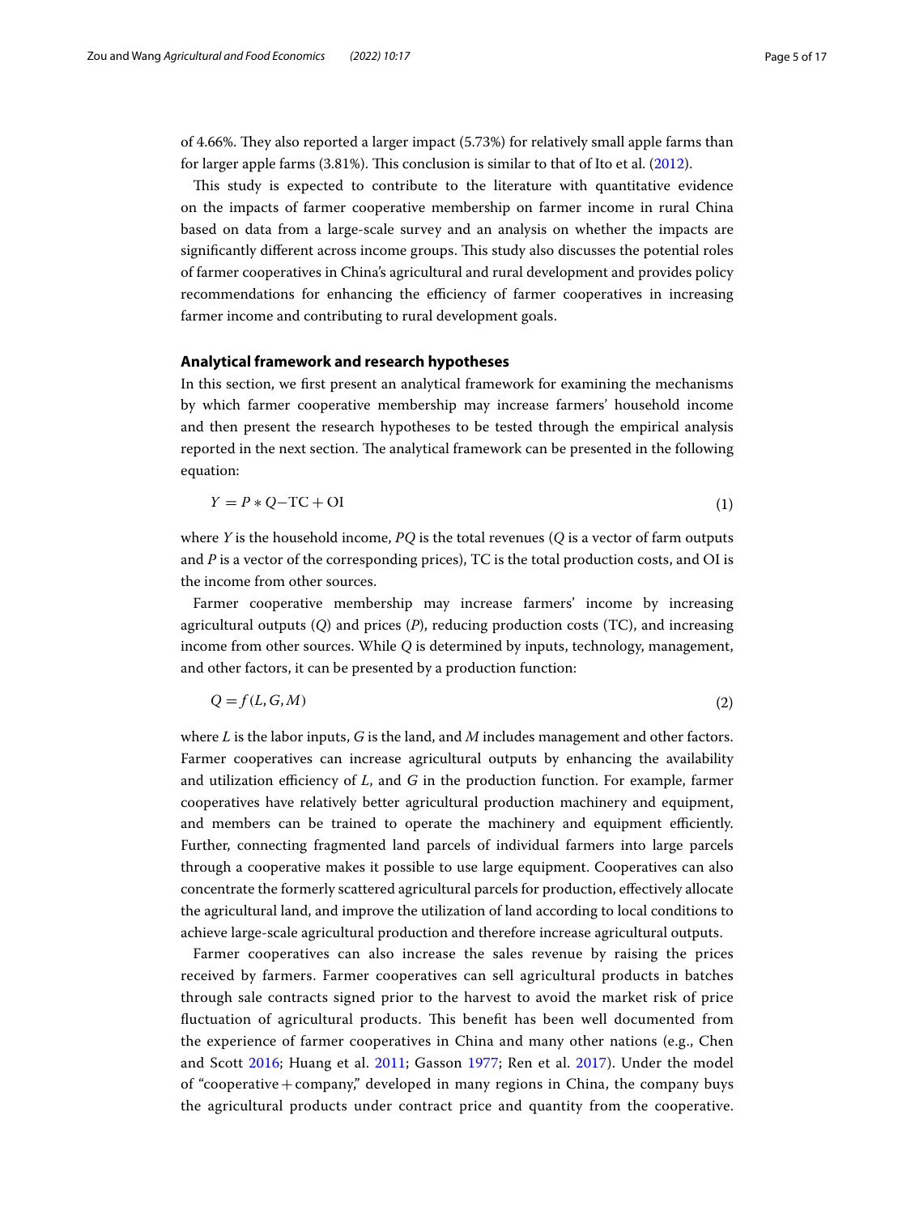of 4.66%. They also reported a larger impact (5.73%) for relatively small apple farms than for larger apple farms (3.81%). This conclusion is similar to that of Ito et al. (2012).

This study is expected to contribute to the literature with quantitative evidence on the impacts of farmer cooperative membership on farmer income in rural China based on data from a large-scale survey and an analysis on whether the impacts are significantly different across income groups. This study also discusses the potential roles of farmer cooperatives in China's agricultural and rural development and provides policy recommendations for enhancing the efficiency of farmer cooperatives in increasing farmer income and contributing to rural development goals.

## Analytical framework and research hypotheses

In this section, we first present an analytical framework for examining the mechanisms by which farmer cooperative membership may increase farmers' household income and then present the research hypotheses to be tested through the empirical analysis reported in the next section. The analytical framework can be presented in the following equation:

$$Y = P * Q - \mathrm{TC} + \mathrm{OI} \tag{1}$$

where $Y$ is the household income, $PQ$ is the total revenues ($Q$ is a vector of farm outputs and $P$ is a vector of the corresponding prices), TC is the total production costs, and OI is the income from other sources.

Farmer cooperative membership may increase farmers' income by increasing agricultural outputs ($Q$) and prices ($P$), reducing production costs (TC), and increasing income from other sources. While $Q$ is determined by inputs, technology, management, and other factors, it can be presented by a production function:

$$Q = f(L, G, M) \tag{2}$$

where $L$ is the labor inputs, $G$ is the land, and $M$ includes management and other factors. Farmer cooperatives can increase agricultural outputs by enhancing the availability and utilization efficiency of $L$, and $G$ in the production function. For example, farmer cooperatives have relatively better agricultural production machinery and equipment, and members can be trained to operate the machinery and equipment efficiently. Further, connecting fragmented land parcels of individual farmers into large parcels through a cooperative makes it possible to use large equipment. Cooperatives can also concentrate the formerly scattered agricultural parcels for production, effectively allocate the agricultural land, and improve the utilization of land according to local conditions to achieve large-scale agricultural production and therefore increase agricultural outputs.

Farmer cooperatives can also increase the sales revenue by raising the prices received by farmers. Farmer cooperatives can sell agricultural products in batches through sale contracts signed prior to the harvest to avoid the market risk of price fluctuation of agricultural products. This benefit has been well documented from the experience of farmer cooperatives in China and many other nations (e.g., Chen and Scott 2016; Huang et al. 2011; Gasson 1977; Ren et al. 2017). Under the model of "cooperative + company," developed in many regions in China, the company buys the agricultural products under contract price and quantity from the cooperative.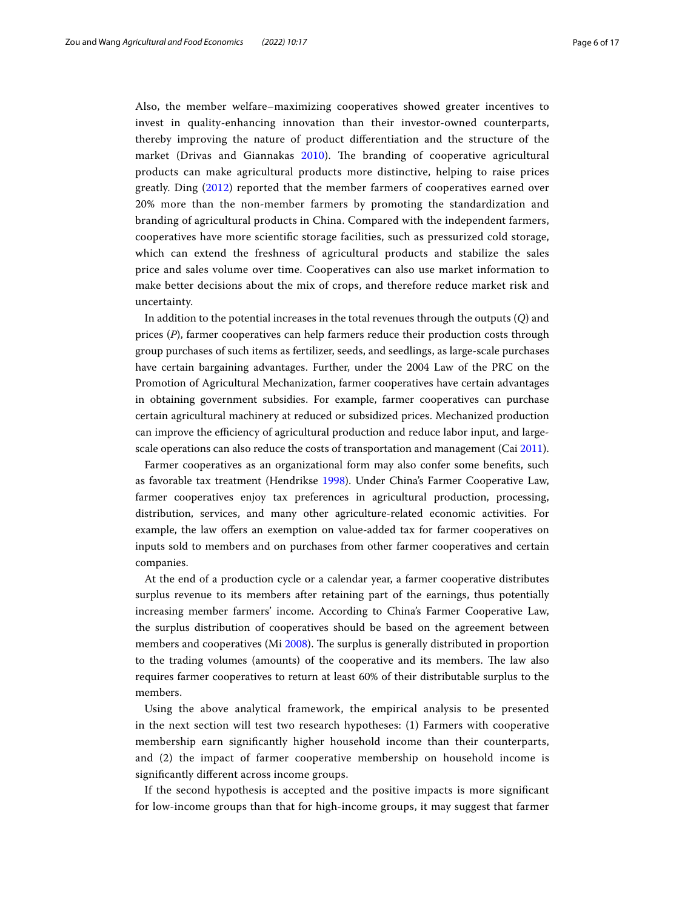Also, the member welfare–maximizing cooperatives showed greater incentives to invest in quality-enhancing innovation than their investor-owned counterparts, thereby improving the nature of product differentiation and the structure of the market (Drivas and Giannakas 2010). The branding of cooperative agricultural products can make agricultural products more distinctive, helping to raise prices greatly. Ding (2012) reported that the member farmers of cooperatives earned over 20% more than the non-member farmers by promoting the standardization and branding of agricultural products in China. Compared with the independent farmers, cooperatives have more scientific storage facilities, such as pressurized cold storage, which can extend the freshness of agricultural products and stabilize the sales price and sales volume over time. Cooperatives can also use market information to make better decisions about the mix of crops, and therefore reduce market risk and uncertainty.

In addition to the potential increases in the total revenues through the outputs ($Q$) and prices ($P$), farmer cooperatives can help farmers reduce their production costs through group purchases of such items as fertilizer, seeds, and seedlings, as large-scale purchases have certain bargaining advantages. Further, under the 2004 Law of the PRC on the Promotion of Agricultural Mechanization, farmer cooperatives have certain advantages in obtaining government subsidies. For example, farmer cooperatives can purchase certain agricultural machinery at reduced or subsidized prices. Mechanized production can improve the efficiency of agricultural production and reduce labor input, and large-scale operations can also reduce the costs of transportation and management (Cai 2011).

Farmer cooperatives as an organizational form may also confer some benefits, such as favorable tax treatment (Hendrikse 1998). Under China's Farmer Cooperative Law, farmer cooperatives enjoy tax preferences in agricultural production, processing, distribution, services, and many other agriculture-related economic activities. For example, the law offers an exemption on value-added tax for farmer cooperatives on inputs sold to members and on purchases from other farmer cooperatives and certain companies.

At the end of a production cycle or a calendar year, a farmer cooperative distributes surplus revenue to its members after retaining part of the earnings, thus potentially increasing member farmers' income. According to China's Farmer Cooperative Law, the surplus distribution of cooperatives should be based on the agreement between members and cooperatives (Mi 2008). The surplus is generally distributed in proportion to the trading volumes (amounts) of the cooperative and its members. The law also requires farmer cooperatives to return at least 60% of their distributable surplus to the members.

Using the above analytical framework, the empirical analysis to be presented in the next section will test two research hypotheses: (1) Farmers with cooperative membership earn significantly higher household income than their counterparts, and (2) the impact of farmer cooperative membership on household income is significantly different across income groups.

If the second hypothesis is accepted and the positive impacts is more significant for low-income groups than that for high-income groups, it may suggest that farmer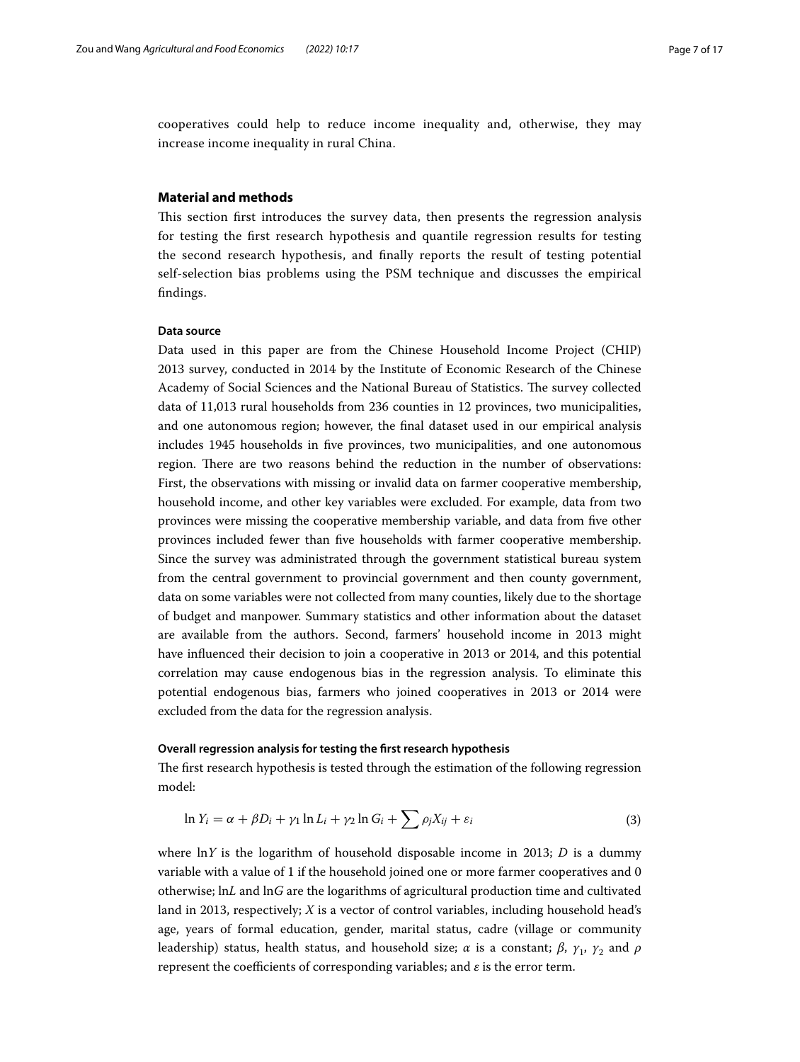cooperatives could help to reduce income inequality and, otherwise, they may increase income inequality in rural China.

## Material and methods

This section first introduces the survey data, then presents the regression analysis for testing the first research hypothesis and quantile regression results for testing the second research hypothesis, and finally reports the result of testing potential self-selection bias problems using the PSM technique and discusses the empirical findings.

### Data source

Data used in this paper are from the Chinese Household Income Project (CHIP) 2013 survey, conducted in 2014 by the Institute of Economic Research of the Chinese Academy of Social Sciences and the National Bureau of Statistics. The survey collected data of 11,013 rural households from 236 counties in 12 provinces, two municipalities, and one autonomous region; however, the final dataset used in our empirical analysis includes 1945 households in five provinces, two municipalities, and one autonomous region. There are two reasons behind the reduction in the number of observations: First, the observations with missing or invalid data on farmer cooperative membership, household income, and other key variables were excluded. For example, data from two provinces were missing the cooperative membership variable, and data from five other provinces included fewer than five households with farmer cooperative membership. Since the survey was administrated through the government statistical bureau system from the central government to provincial government and then county government, data on some variables were not collected from many counties, likely due to the shortage of budget and manpower. Summary statistics and other information about the dataset are available from the authors. Second, farmers' household income in 2013 might have influenced their decision to join a cooperative in 2013 or 2014, and this potential correlation may cause endogenous bias in the regression analysis. To eliminate this potential endogenous bias, farmers who joined cooperatives in 2013 or 2014 were excluded from the data for the regression analysis.

### Overall regression analysis for testing the first research hypothesis

The first research hypothesis is tested through the estimation of the following regression model:

$$\ln Y_i = \alpha + \beta D_i + \gamma_1 \ln L_i + \gamma_2 \ln G_i + \sum \rho_j X_{ij} + \varepsilon_i \tag{3}$$

where $\ln Y$ is the logarithm of household disposable income in 2013; $D$ is a dummy variable with a value of 1 if the household joined one or more farmer cooperatives and 0 otherwise; $\ln L$ and $\ln G$ are the logarithms of agricultural production time and cultivated land in 2013, respectively; $X$ is a vector of control variables, including household head's age, years of formal education, gender, marital status, cadre (village or community leadership) status, health status, and household size; $\alpha$ is a constant; $\beta$, $\gamma_1$, $\gamma_2$ and $\rho$ represent the coefficients of corresponding variables; and $\varepsilon$ is the error term.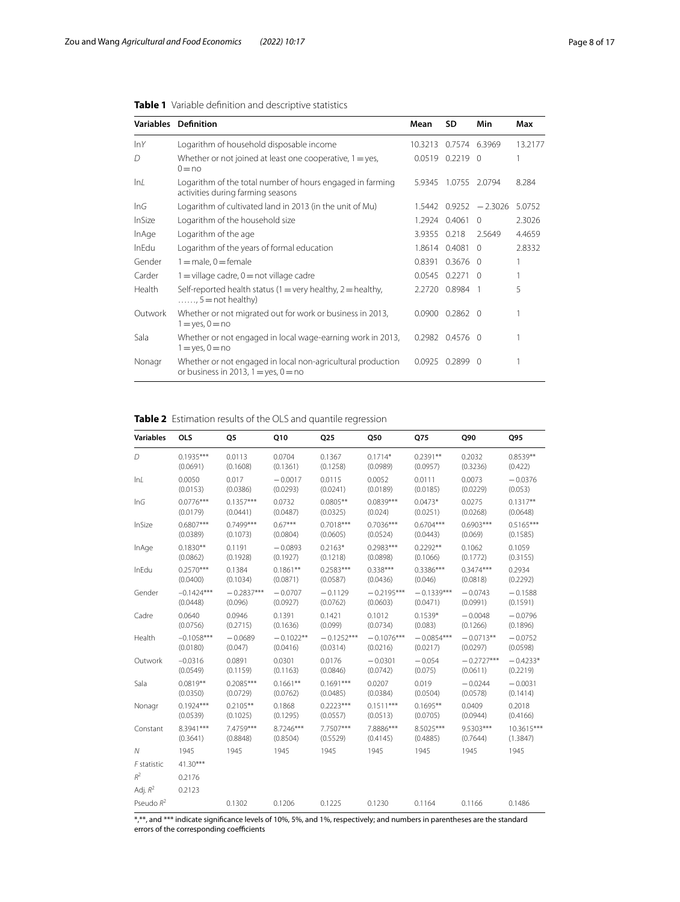**Table 1** Variable definition and descriptive statistics

| Variables | Definition | Mean | SD | Min | Max |
|---|---|---|---|---|---|
| ln*Y* | Logarithm of household disposable income | 10.3213 | 0.7574 | 6.3969 | 13.2177 |
| *D* | Whether or not joined at least one cooperative, 1 = yes, 0 = no | 0.0519 | 0.2219 | 0 | 1 |
| ln*L* | Logarithm of the total number of hours engaged in farming activities during farming seasons | 5.9345 | 1.0755 | 2.0794 | 8.284 |
| ln*G* | Logarithm of cultivated land in 2013 (in the unit of Mu) | 1.5442 | 0.9252 | −2.3026 | 5.0752 |
| lnSize | Logarithm of the household size | 1.2924 | 0.4061 | 0 | 2.3026 |
| lnAge | Logarithm of the age | 3.9355 | 0.218 | 2.5649 | 4.4659 |
| lnEdu | Logarithm of the years of formal education | 1.8614 | 0.4081 | 0 | 2.8332 |
| Gender | 1 = male, 0 = female | 0.8391 | 0.3676 | 0 | 1 |
| Carder | 1 = village cadre, 0 = not village cadre | 0.0545 | 0.2271 | 0 | 1 |
| Health | Self-reported health status (1 = very healthy, 2 = healthy, ……, 5 = not healthy) | 2.2720 | 0.8984 | 1 | 5 |
| Outwork | Whether or not migrated out for work or business in 2013, 1 = yes, 0 = no | 0.0900 | 0.2862 | 0 | 1 |
| Sala | Whether or not engaged in local wage-earning work in 2013, 1 = yes, 0 = no | 0.2982 | 0.4576 | 0 | 1 |
| Nonagr | Whether or not engaged in local non-agricultural production or business in 2013, 1 = yes, 0 = no | 0.0925 | 0.2899 | 0 | 1 |

**Table 2** Estimation results of the OLS and quantile regression

| Variables | OLS | Q5 | Q10 | Q25 | Q50 | Q75 | Q90 | Q95 |
|---|---|---|---|---|---|---|---|---|
| *D* | 0.1935*** | 0.0113 | 0.0704 | 0.1367 | 0.1714* | 0.2391** | 0.2032 | 0.8539** |
| | (0.0691) | (0.1608) | (0.1361) | (0.1258) | (0.0989) | (0.0957) | (0.3236) | (0.422) |
| ln*L* | 0.0050 | 0.017 | −0.0017 | 0.0115 | 0.0052 | 0.0111 | 0.0073 | −0.0376 |
| | (0.0153) | (0.0386) | (0.0293) | (0.0241) | (0.0189) | (0.0185) | (0.0229) | (0.053) |
| ln*G* | 0.0776*** | 0.1357*** | 0.0732 | 0.0805** | 0.0839*** | 0.0473* | 0.0275 | 0.1317** |
| | (0.0179) | (0.0441) | (0.0487) | (0.0325) | (0.024) | (0.0251) | (0.0268) | (0.0648) |
| lnSize | 0.6807*** | 0.7499*** | 0.67*** | 0.7018*** | 0.7036*** | 0.6704*** | 0.6903*** | 0.5165*** |
| | (0.0389) | (0.1073) | (0.0804) | (0.0605) | (0.0524) | (0.0443) | (0.069) | (0.1585) |
| lnAge | 0.1830** | 0.1191 | −0.0893 | 0.2163* | 0.2983*** | 0.2292** | 0.1062 | 0.1059 |
| | (0.0862) | (0.1928) | (0.1927) | (0.1218) | (0.0898) | (0.1066) | (0.1772) | (0.3155) |
| lnEdu | 0.2570*** | 0.1384 | 0.1861** | 0.2583*** | 0.338*** | 0.3386*** | 0.3474*** | 0.2934 |
| | (0.0400) | (0.1034) | (0.0871) | (0.0587) | (0.0436) | (0.046) | (0.0818) | (0.2292) |
| Gender | −0.1424*** | −0.2837*** | −0.0707 | −0.1129 | −0.2195*** | −0.1339*** | −0.0743 | −0.1588 |
| | (0.0448) | (0.096) | (0.0927) | (0.0762) | (0.0603) | (0.0471) | (0.0991) | (0.1591) |
| Cadre | 0.0640 | 0.0946 | 0.1391 | 0.1421 | 0.1012 | 0.1539* | −0.0048 | −0.0796 |
| | (0.0756) | (0.2715) | (0.1636) | (0.099) | (0.0734) | (0.083) | (0.1266) | (0.1896) |
| Health | −0.1058*** | −0.0689 | −0.1022** | −0.1252*** | −0.1076*** | −0.0854*** | −0.0713** | −0.0752 |
| | (0.0180) | (0.047) | (0.0416) | (0.0314) | (0.0216) | (0.0217) | (0.0297) | (0.0598) |
| Outwork | −0.0316 | 0.0891 | 0.0301 | 0.0176 | −0.0301 | −0.054 | −0.2727*** | −0.4233* |
| | (0.0549) | (0.1159) | (0.1163) | (0.0846) | (0.0742) | (0.075) | (0.0611) | (0.2219) |
| Sala | 0.0819** | 0.2085*** | 0.1661** | 0.1691*** | 0.0207 | 0.019 | −0.0244 | −0.0031 |
| | (0.0350) | (0.0729) | (0.0762) | (0.0485) | (0.0384) | (0.0504) | (0.0578) | (0.1414) |
| Nonagr | 0.1924*** | 0.2105** | 0.1868 | 0.2223*** | 0.1511*** | 0.1695** | 0.0409 | 0.2018 |
| | (0.0539) | (0.1025) | (0.1295) | (0.0557) | (0.0513) | (0.0705) | (0.0944) | (0.4166) |
| Constant | 8.3941*** | 7.4759*** | 8.7246*** | 7.7507*** | 7.8886*** | 8.5025*** | 9.5303*** | 10.3615*** |
| | (0.3641) | (0.8848) | (0.8504) | (0.5529) | (0.4145) | (0.4885) | (0.7644) | (1.3847) |
| *N* | 1945 | 1945 | 1945 | 1945 | 1945 | 1945 | 1945 | 1945 |
| *F* statistic | 41.30*** | | | | | | | |
| $R^2$ | 0.2176 | | | | | | | |
| Adj. $R^2$ | 0.2123 | | | | | | | |
| Pseudo $R^2$ | | 0.1302 | 0.1206 | 0.1225 | 0.1230 | 0.1164 | 0.1166 | 0.1486 |

*,**, and *** indicate significance levels of 10%, 5%, and 1%, respectively; and numbers in parentheses are the standard errors of the corresponding coefficients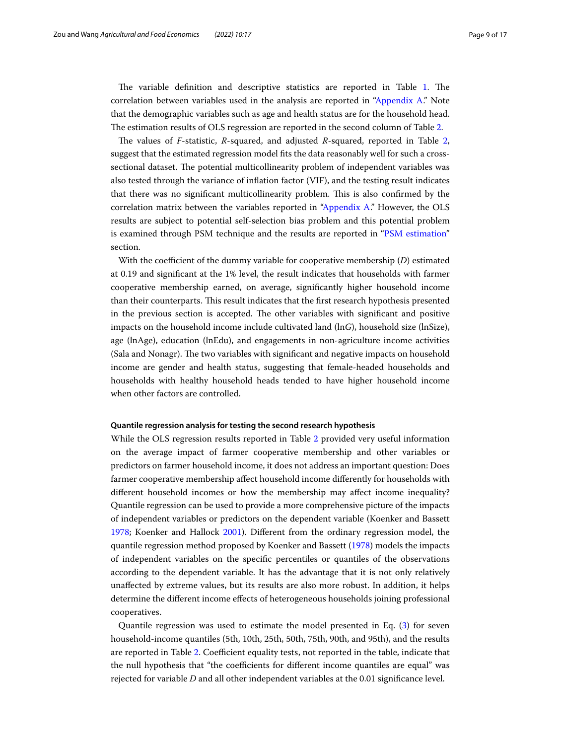The variable definition and descriptive statistics are reported in Table 1. The correlation between variables used in the analysis are reported in "Appendix A." Note that the demographic variables such as age and health status are for the household head. The estimation results of OLS regression are reported in the second column of Table 2.

The values of *F*-statistic, *R*-squared, and adjusted *R*-squared, reported in Table 2, suggest that the estimated regression model fits the data reasonably well for such a cross-sectional dataset. The potential multicollinearity problem of independent variables was also tested through the variance of inflation factor (VIF), and the testing result indicates that there was no significant multicollinearity problem. This is also confirmed by the correlation matrix between the variables reported in "Appendix A." However, the OLS results are subject to potential self-selection bias problem and this potential problem is examined through PSM technique and the results are reported in "PSM estimation" section.

With the coefficient of the dummy variable for cooperative membership (*D*) estimated at 0.19 and significant at the 1% level, the result indicates that households with farmer cooperative membership earned, on average, significantly higher household income than their counterparts. This result indicates that the first research hypothesis presented in the previous section is accepted. The other variables with significant and positive impacts on the household income include cultivated land (ln*G*), household size (lnSize), age (lnAge), education (lnEdu), and engagements in non-agriculture income activities (Sala and Nonagr). The two variables with significant and negative impacts on household income are gender and health status, suggesting that female-headed households and households with healthy household heads tended to have higher household income when other factors are controlled.

#### Quantile regression analysis for testing the second research hypothesis

While the OLS regression results reported in Table 2 provided very useful information on the average impact of farmer cooperative membership and other variables or predictors on farmer household income, it does not address an important question: Does farmer cooperative membership affect household income differently for households with different household incomes or how the membership may affect income inequality? Quantile regression can be used to provide a more comprehensive picture of the impacts of independent variables or predictors on the dependent variable (Koenker and Bassett 1978; Koenker and Hallock 2001). Different from the ordinary regression model, the quantile regression method proposed by Koenker and Bassett (1978) models the impacts of independent variables on the specific percentiles or quantiles of the observations according to the dependent variable. It has the advantage that it is not only relatively unaffected by extreme values, but its results are also more robust. In addition, it helps determine the different income effects of heterogeneous households joining professional cooperatives.

Quantile regression was used to estimate the model presented in Eq. (3) for seven household-income quantiles (5th, 10th, 25th, 50th, 75th, 90th, and 95th), and the results are reported in Table 2. Coefficient equality tests, not reported in the table, indicate that the null hypothesis that "the coefficients for different income quantiles are equal" was rejected for variable *D* and all other independent variables at the 0.01 significance level.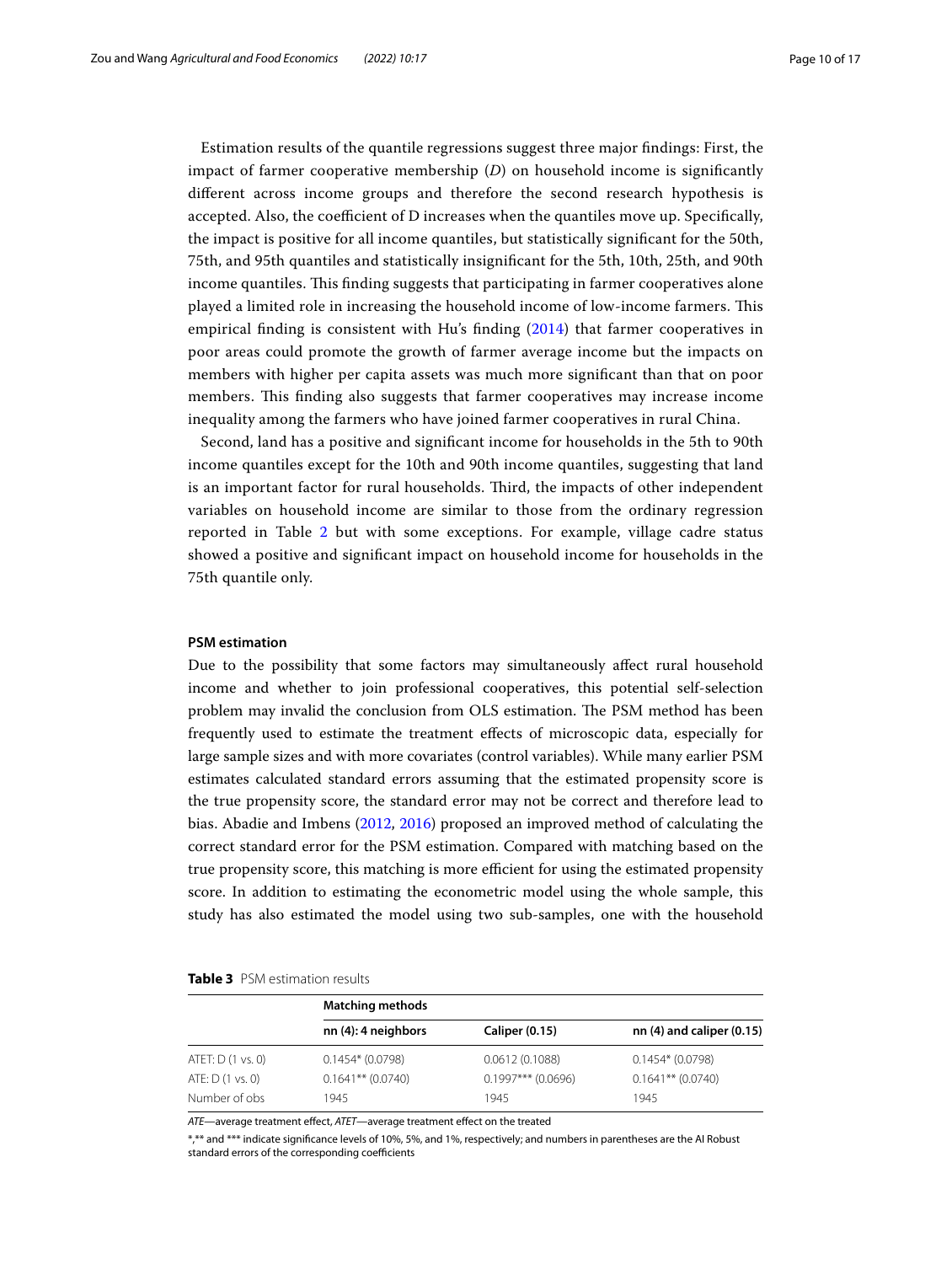Estimation results of the quantile regressions suggest three major findings: First, the impact of farmer cooperative membership (*D*) on household income is significantly different across income groups and therefore the second research hypothesis is accepted. Also, the coefficient of D increases when the quantiles move up. Specifically, the impact is positive for all income quantiles, but statistically significant for the 50th, 75th, and 95th quantiles and statistically insignificant for the 5th, 10th, 25th, and 90th income quantiles. This finding suggests that participating in farmer cooperatives alone played a limited role in increasing the household income of low-income farmers. This empirical finding is consistent with Hu's finding (2014) that farmer cooperatives in poor areas could promote the growth of farmer average income but the impacts on members with higher per capita assets was much more significant than that on poor members. This finding also suggests that farmer cooperatives may increase income inequality among the farmers who have joined farmer cooperatives in rural China.

Second, land has a positive and significant income for households in the 5th to 90th income quantiles except for the 10th and 90th income quantiles, suggesting that land is an important factor for rural households. Third, the impacts of other independent variables on household income are similar to those from the ordinary regression reported in Table 2 but with some exceptions. For example, village cadre status showed a positive and significant impact on household income for households in the 75th quantile only.

### PSM estimation

Due to the possibility that some factors may simultaneously affect rural household income and whether to join professional cooperatives, this potential self-selection problem may invalid the conclusion from OLS estimation. The PSM method has been frequently used to estimate the treatment effects of microscopic data, especially for large sample sizes and with more covariates (control variables). While many earlier PSM estimates calculated standard errors assuming that the estimated propensity score is the true propensity score, the standard error may not be correct and therefore lead to bias. Abadie and Imbens (2012, 2016) proposed an improved method of calculating the correct standard error for the PSM estimation. Compared with matching based on the true propensity score, this matching is more efficient for using the estimated propensity score. In addition to estimating the econometric model using the whole sample, this study has also estimated the model using two sub-samples, one with the household

**Table 3** PSM estimation results

| | Matching methods | | |
|---|---|---|---|
| | nn (4): 4 neighbors | Caliper (0.15) | nn (4) and caliper (0.15) |
| ATET: D (1 vs. 0) | 0.1454* (0.0798) | 0.0612 (0.1088) | 0.1454* (0.0798) |
| ATE: D (1 vs. 0) | 0.1641** (0.0740) | 0.1997*** (0.0696) | 0.1641** (0.0740) |
| Number of obs | 1945 | 1945 | 1945 |

*ATE*—average treatment effect, *ATET*—average treatment effect on the treated

*,** and *** indicate significance levels of 10%, 5%, and 1%, respectively; and numbers in parentheses are the AI Robust standard errors of the corresponding coefficients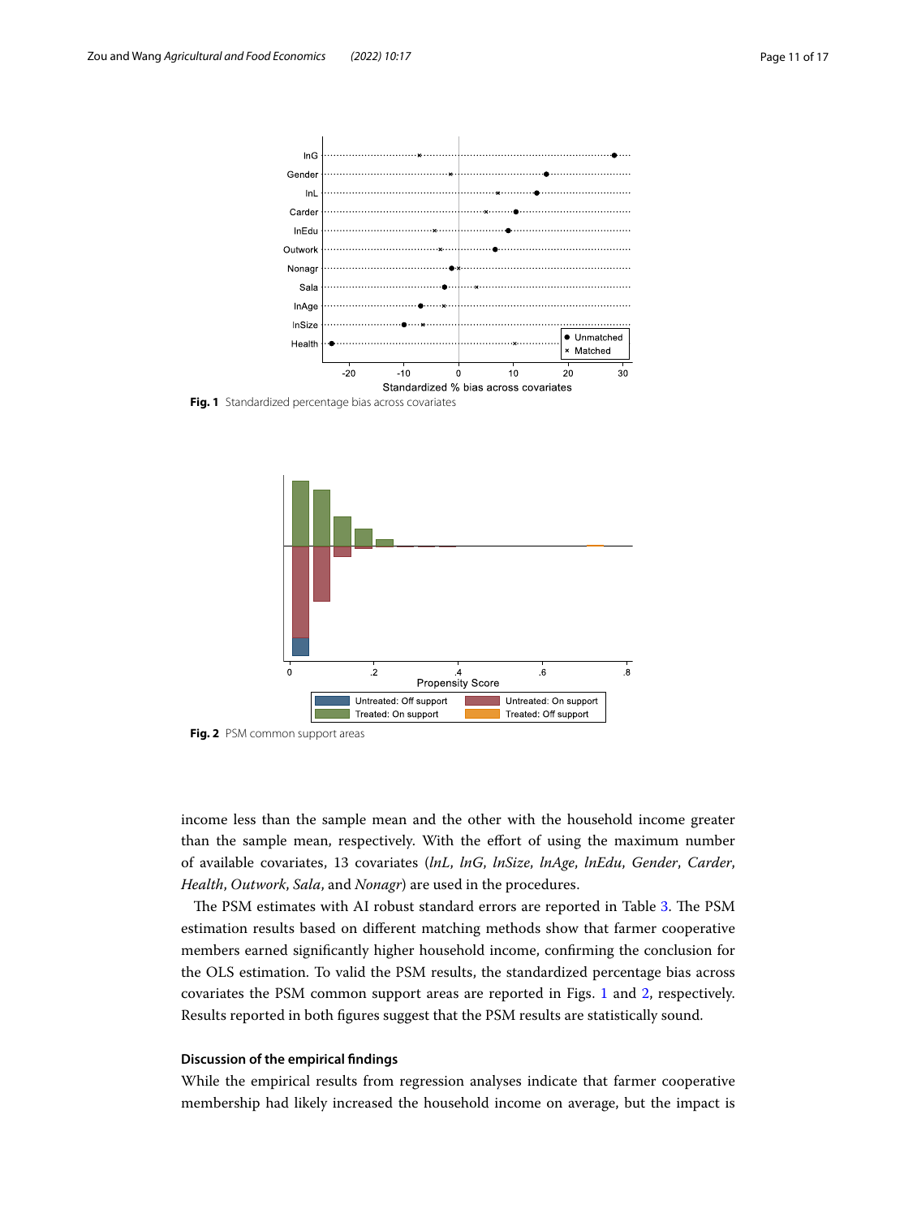Fig. 1 Standardized percentage bias across covariates

Fig. 2 PSM common support areas

income less than the sample mean and the other with the household income greater than the sample mean, respectively. With the effort of using the maximum number of available covariates, 13 covariates (*lnL*, *lnG*, *lnSize*, *lnAge*, *lnEdu*, *Gender*, *Carder*, *Health*, *Outwork*, *Sala*, and *Nonagr*) are used in the procedures.

The PSM estimates with AI robust standard errors are reported in Table 3. The PSM estimation results based on different matching methods show that farmer cooperative members earned significantly higher household income, confirming the conclusion for the OLS estimation. To valid the PSM results, the standardized percentage bias across covariates the PSM common support areas are reported in Figs. 1 and 2, respectively. Results reported in both figures suggest that the PSM results are statistically sound.

### Discussion of the empirical findings

While the empirical results from regression analyses indicate that farmer cooperative membership had likely increased the household income on average, but the impact is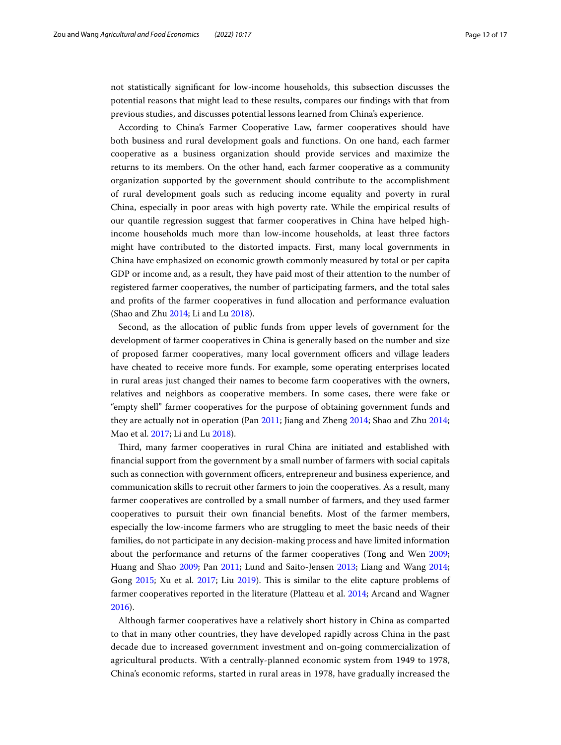not statistically significant for low-income households, this subsection discusses the potential reasons that might lead to these results, compares our findings with that from previous studies, and discusses potential lessons learned from China's experience.

According to China's Farmer Cooperative Law, farmer cooperatives should have both business and rural development goals and functions. On one hand, each farmer cooperative as a business organization should provide services and maximize the returns to its members. On the other hand, each farmer cooperative as a community organization supported by the government should contribute to the accomplishment of rural development goals such as reducing income equality and poverty in rural China, especially in poor areas with high poverty rate. While the empirical results of our quantile regression suggest that farmer cooperatives in China have helped high-income households much more than low-income households, at least three factors might have contributed to the distorted impacts. First, many local governments in China have emphasized on economic growth commonly measured by total or per capita GDP or income and, as a result, they have paid most of their attention to the number of registered farmer cooperatives, the number of participating farmers, and the total sales and profits of the farmer cooperatives in fund allocation and performance evaluation (Shao and Zhu 2014; Li and Lu 2018).

Second, as the allocation of public funds from upper levels of government for the development of farmer cooperatives in China is generally based on the number and size of proposed farmer cooperatives, many local government officers and village leaders have cheated to receive more funds. For example, some operating enterprises located in rural areas just changed their names to become farm cooperatives with the owners, relatives and neighbors as cooperative members. In some cases, there were fake or "empty shell" farmer cooperatives for the purpose of obtaining government funds and they are actually not in operation (Pan 2011; Jiang and Zheng 2014; Shao and Zhu 2014; Mao et al. 2017; Li and Lu 2018).

Third, many farmer cooperatives in rural China are initiated and established with financial support from the government by a small number of farmers with social capitals such as connection with government officers, entrepreneur and business experience, and communication skills to recruit other farmers to join the cooperatives. As a result, many farmer cooperatives are controlled by a small number of farmers, and they used farmer cooperatives to pursuit their own financial benefits. Most of the farmer members, especially the low-income farmers who are struggling to meet the basic needs of their families, do not participate in any decision-making process and have limited information about the performance and returns of the farmer cooperatives (Tong and Wen 2009; Huang and Shao 2009; Pan 2011; Lund and Saito-Jensen 2013; Liang and Wang 2014; Gong 2015; Xu et al. 2017; Liu 2019). This is similar to the elite capture problems of farmer cooperatives reported in the literature (Platteau et al. 2014; Arcand and Wagner 2016).

Although farmer cooperatives have a relatively short history in China as comparted to that in many other countries, they have developed rapidly across China in the past decade due to increased government investment and on-going commercialization of agricultural products. With a centrally-planned economic system from 1949 to 1978, China's economic reforms, started in rural areas in 1978, have gradually increased the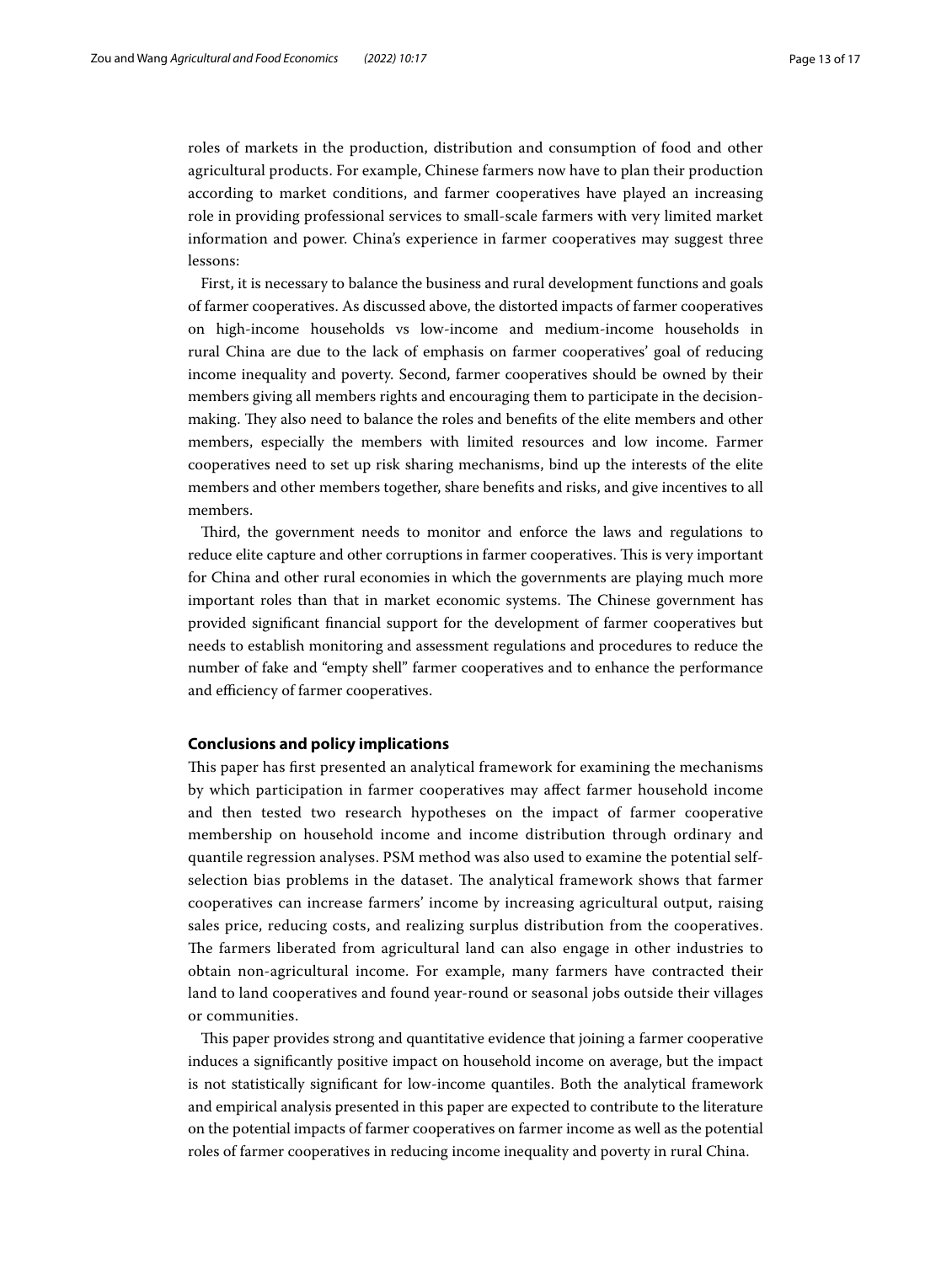roles of markets in the production, distribution and consumption of food and other agricultural products. For example, Chinese farmers now have to plan their production according to market conditions, and farmer cooperatives have played an increasing role in providing professional services to small-scale farmers with very limited market information and power. China's experience in farmer cooperatives may suggest three lessons:

First, it is necessary to balance the business and rural development functions and goals of farmer cooperatives. As discussed above, the distorted impacts of farmer cooperatives on high-income households vs low-income and medium-income households in rural China are due to the lack of emphasis on farmer cooperatives' goal of reducing income inequality and poverty. Second, farmer cooperatives should be owned by their members giving all members rights and encouraging them to participate in the decision-making. They also need to balance the roles and benefits of the elite members and other members, especially the members with limited resources and low income. Farmer cooperatives need to set up risk sharing mechanisms, bind up the interests of the elite members and other members together, share benefits and risks, and give incentives to all members.

Third, the government needs to monitor and enforce the laws and regulations to reduce elite capture and other corruptions in farmer cooperatives. This is very important for China and other rural economies in which the governments are playing much more important roles than that in market economic systems. The Chinese government has provided significant financial support for the development of farmer cooperatives but needs to establish monitoring and assessment regulations and procedures to reduce the number of fake and "empty shell" farmer cooperatives and to enhance the performance and efficiency of farmer cooperatives.

## Conclusions and policy implications

This paper has first presented an analytical framework for examining the mechanisms by which participation in farmer cooperatives may affect farmer household income and then tested two research hypotheses on the impact of farmer cooperative membership on household income and income distribution through ordinary and quantile regression analyses. PSM method was also used to examine the potential self-selection bias problems in the dataset. The analytical framework shows that farmer cooperatives can increase farmers' income by increasing agricultural output, raising sales price, reducing costs, and realizing surplus distribution from the cooperatives. The farmers liberated from agricultural land can also engage in other industries to obtain non-agricultural income. For example, many farmers have contracted their land to land cooperatives and found year-round or seasonal jobs outside their villages or communities.

This paper provides strong and quantitative evidence that joining a farmer cooperative induces a significantly positive impact on household income on average, but the impact is not statistically significant for low-income quantiles. Both the analytical framework and empirical analysis presented in this paper are expected to contribute to the literature on the potential impacts of farmer cooperatives on farmer income as well as the potential roles of farmer cooperatives in reducing income inequality and poverty in rural China.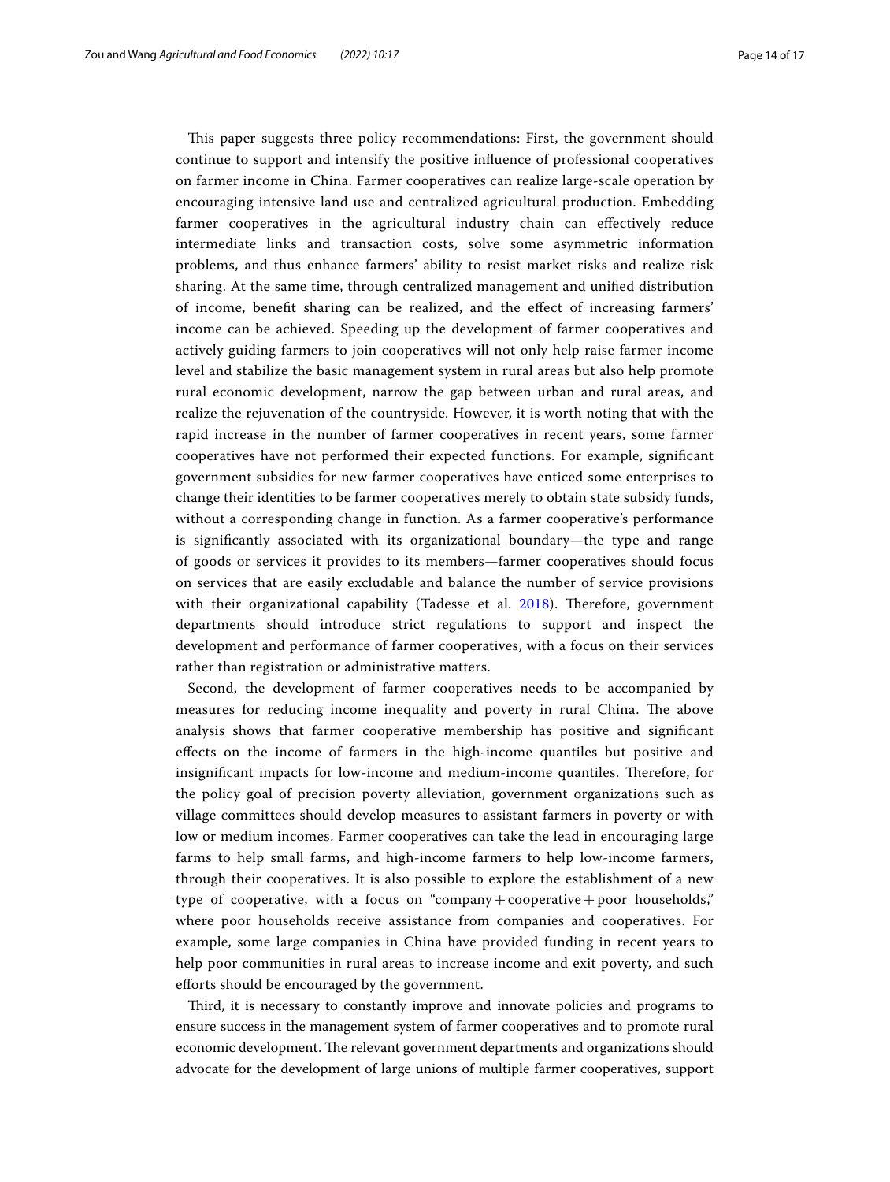This paper suggests three policy recommendations: First, the government should continue to support and intensify the positive influence of professional cooperatives on farmer income in China. Farmer cooperatives can realize large-scale operation by encouraging intensive land use and centralized agricultural production. Embedding farmer cooperatives in the agricultural industry chain can effectively reduce intermediate links and transaction costs, solve some asymmetric information problems, and thus enhance farmers' ability to resist market risks and realize risk sharing. At the same time, through centralized management and unified distribution of income, benefit sharing can be realized, and the effect of increasing farmers' income can be achieved. Speeding up the development of farmer cooperatives and actively guiding farmers to join cooperatives will not only help raise farmer income level and stabilize the basic management system in rural areas but also help promote rural economic development, narrow the gap between urban and rural areas, and realize the rejuvenation of the countryside. However, it is worth noting that with the rapid increase in the number of farmer cooperatives in recent years, some farmer cooperatives have not performed their expected functions. For example, significant government subsidies for new farmer cooperatives have enticed some enterprises to change their identities to be farmer cooperatives merely to obtain state subsidy funds, without a corresponding change in function. As a farmer cooperative's performance is significantly associated with its organizational boundary—the type and range of goods or services it provides to its members—farmer cooperatives should focus on services that are easily excludable and balance the number of service provisions with their organizational capability (Tadesse et al. 2018). Therefore, government departments should introduce strict regulations to support and inspect the development and performance of farmer cooperatives, with a focus on their services rather than registration or administrative matters.

Second, the development of farmer cooperatives needs to be accompanied by measures for reducing income inequality and poverty in rural China. The above analysis shows that farmer cooperative membership has positive and significant effects on the income of farmers in the high-income quantiles but positive and insignificant impacts for low-income and medium-income quantiles. Therefore, for the policy goal of precision poverty alleviation, government organizations such as village committees should develop measures to assistant farmers in poverty or with low or medium incomes. Farmer cooperatives can take the lead in encouraging large farms to help small farms, and high-income farmers to help low-income farmers, through their cooperatives. It is also possible to explore the establishment of a new type of cooperative, with a focus on "company + cooperative + poor households," where poor households receive assistance from companies and cooperatives. For example, some large companies in China have provided funding in recent years to help poor communities in rural areas to increase income and exit poverty, and such efforts should be encouraged by the government.

Third, it is necessary to constantly improve and innovate policies and programs to ensure success in the management system of farmer cooperatives and to promote rural economic development. The relevant government departments and organizations should advocate for the development of large unions of multiple farmer cooperatives, support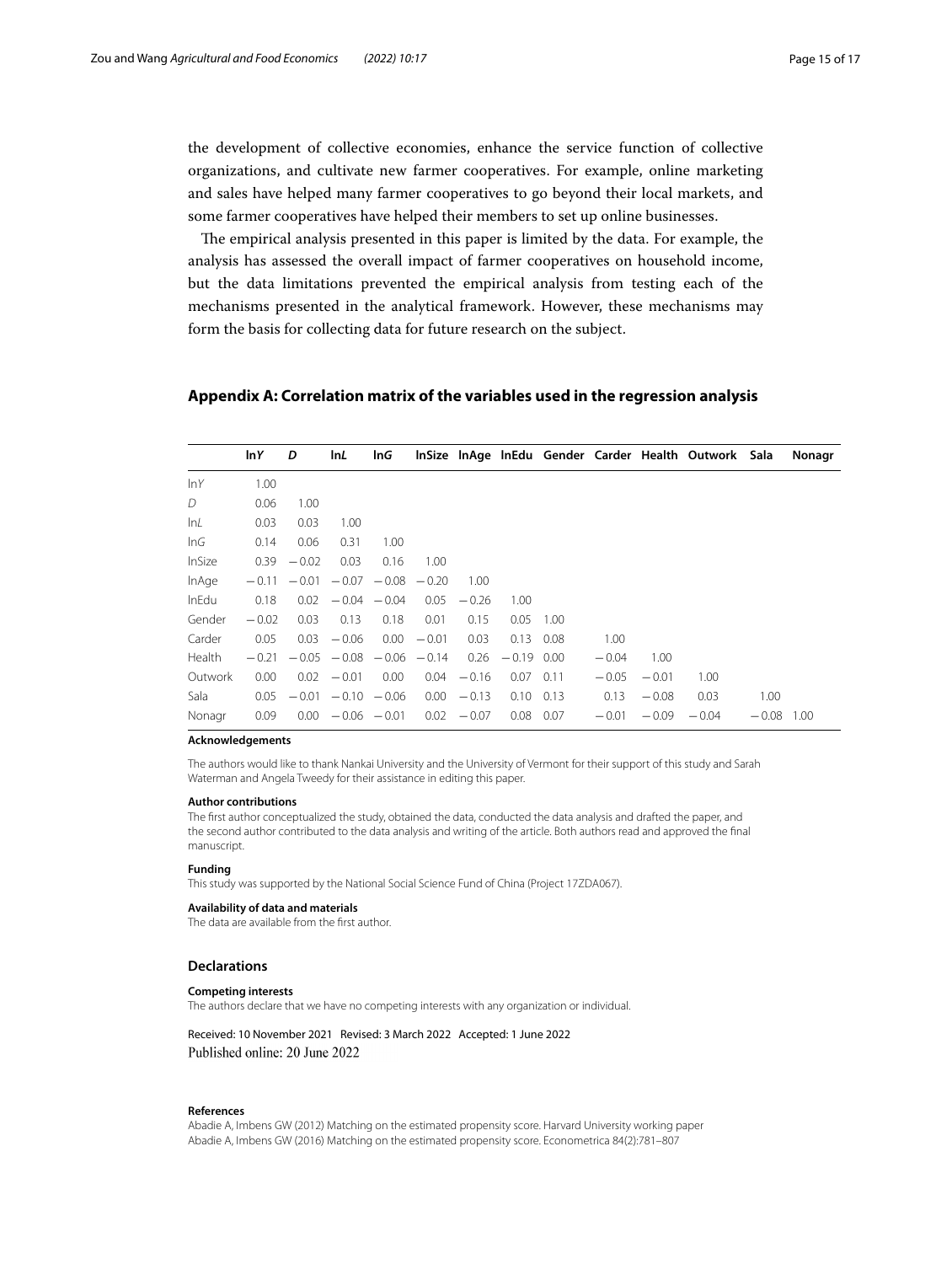the development of collective economies, enhance the service function of collective organizations, and cultivate new farmer cooperatives. For example, online marketing and sales have helped many farmer cooperatives to go beyond their local markets, and some farmer cooperatives have helped their members to set up online businesses.

The empirical analysis presented in this paper is limited by the data. For example, the analysis has assessed the overall impact of farmer cooperatives on household income, but the data limitations prevented the empirical analysis from testing each of the mechanisms presented in the analytical framework. However, these mechanisms may form the basis for collecting data for future research on the subject.

## Appendix A: Correlation matrix of the variables used in the regression analysis

| | ln*Y* | *D* | ln*L* | ln*G* | lnSize | lnAge | lnEdu | Gender | Carder | Health | Outwork | Sala | Nonagr |
|---|---|---|---|---|---|---|---|---|---|---|---|---|---|
| ln*Y* | 1.00 | | | | | | | | | | | | |
| *D* | 0.06 | 1.00 | | | | | | | | | | | |
| ln*L* | 0.03 | 0.03 | 1.00 | | | | | | | | | | |
| ln*G* | 0.14 | 0.06 | 0.31 | 1.00 | | | | | | | | | |
| lnSize | 0.39 | −0.02 | 0.03 | 0.16 | 1.00 | | | | | | | | |
| lnAge | −0.11 | −0.01 | −0.07 | −0.08 | −0.20 | 1.00 | | | | | | | |
| lnEdu | 0.18 | 0.02 | −0.04 | −0.04 | 0.05 | −0.26 | 1.00 | | | | | | |
| Gender | −0.02 | 0.03 | 0.13 | 0.18 | 0.01 | 0.15 | 0.05 | 1.00 | | | | | |
| Carder | 0.05 | 0.03 | −0.06 | 0.00 | −0.01 | 0.03 | 0.13 | 0.08 | 1.00 | | | | |
| Health | −0.21 | −0.05 | −0.08 | −0.06 | −0.14 | 0.26 | −0.19 | 0.00 | −0.04 | 1.00 | | | |
| Outwork | 0.00 | 0.02 | −0.01 | 0.00 | 0.04 | −0.16 | 0.07 | 0.11 | −0.05 | −0.01 | 1.00 | | |
| Sala | 0.05 | −0.01 | −0.10 | −0.06 | 0.00 | −0.13 | 0.10 | 0.13 | 0.13 | −0.08 | 0.03 | 1.00 | |
| Nonagr | 0.09 | 0.00 | −0.06 | −0.01 | 0.02 | −0.07 | 0.08 | 0.07 | −0.01 | −0.09 | −0.04 | −0.08 | 1.00 |

**Acknowledgements**

The authors would like to thank Nankai University and the University of Vermont for their support of this study and Sarah Waterman and Angela Tweedy for their assistance in editing this paper.

**Author contributions**

The first author conceptualized the study, obtained the data, conducted the data analysis and drafted the paper, and the second author contributed to the data analysis and writing of the article. Both authors read and approved the final manuscript.

**Funding**

This study was supported by the National Social Science Fund of China (Project 17ZDA067).

**Availability of data and materials**

The data are available from the first author.

### Declarations

**Competing interests**

The authors declare that we have no competing interests with any organization or individual.

Received: 10 November 2021 Revised: 3 March 2022 Accepted: 1 June 2022
Published online: 20 June 2022

**References**

Abadie A, Imbens GW (2012) Matching on the estimated propensity score. Harvard University working paper

Abadie A, Imbens GW (2016) Matching on the estimated propensity score. Econometrica 84(2):781–807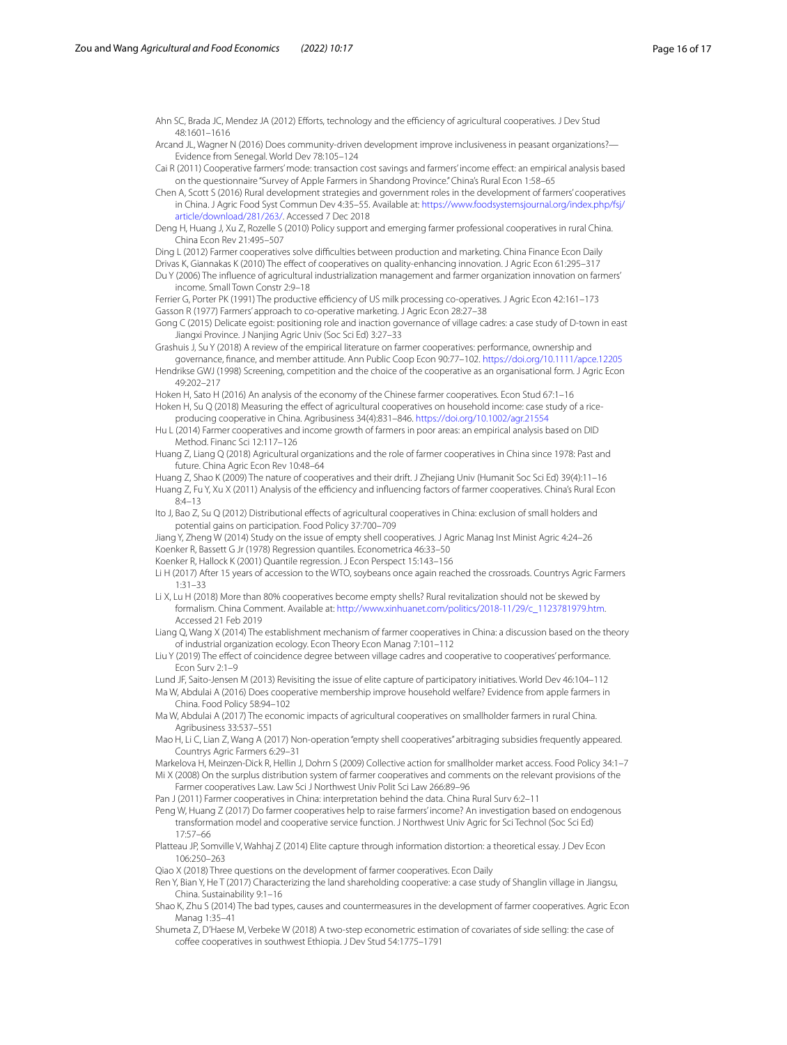Ahn SC, Brada JC, Mendez JA (2012) Efforts, technology and the efficiency of agricultural cooperatives. J Dev Stud 48:1601–1616

Arcand JL, Wagner N (2016) Does community-driven development improve inclusiveness in peasant organizations?—Evidence from Senegal. World Dev 78:105–124

Cai R (2011) Cooperative farmers' mode: transaction cost savings and farmers' income effect: an empirical analysis based on the questionnaire "Survey of Apple Farmers in Shandong Province." China's Rural Econ 1:58–65

Chen A, Scott S (2016) Rural development strategies and government roles in the development of farmers' cooperatives in China. J Agric Food Syst Commun Dev 4:35–55. Available at: https://www.foodsystemsjournal.org/index.php/fsj/article/download/281/263/. Accessed 7 Dec 2018

Deng H, Huang J, Xu Z, Rozelle S (2010) Policy support and emerging farmer professional cooperatives in rural China. China Econ Rev 21:495–507

Ding L (2012) Farmer cooperatives solve difficulties between production and marketing. China Finance Econ Daily

Drivas K, Giannakas K (2010) The effect of cooperatives on quality-enhancing innovation. J Agric Econ 61:295–317

Du Y (2006) The influence of agricultural industrialization management and farmer organization innovation on farmers' income. Small Town Constr 2:9–18

Ferrier G, Porter PK (1991) The productive efficiency of US milk processing co-operatives. J Agric Econ 42:161–173

Gasson R (1977) Farmers' approach to co-operative marketing. J Agric Econ 28:27–38

Gong C (2015) Delicate egoist: positioning role and inaction governance of village cadres: a case study of D-town in east Jiangxi Province. J Nanjing Agric Univ (Soc Sci Ed) 3:27–33

Grashuis J, Su Y (2018) A review of the empirical literature on farmer cooperatives: performance, ownership and governance, finance, and member attitude. Ann Public Coop Econ 90:77–102. https://doi.org/10.1111/apce.12205

Hendrikse GWJ (1998) Screening, competition and the choice of the cooperative as an organisational form. J Agric Econ 49:202–217

Hoken H, Sato H (2016) An analysis of the economy of the Chinese farmer cooperatives. Econ Stud 67:1–16

Hoken H, Su Q (2018) Measuring the effect of agricultural cooperatives on household income: case study of a rice-producing cooperative in China. Agribusiness 34(4):831–846. https://doi.org/10.1002/agr.21554

Hu L (2014) Farmer cooperatives and income growth of farmers in poor areas: an empirical analysis based on DID Method. Financ Sci 12:117–126

Huang Z, Liang Q (2018) Agricultural organizations and the role of farmer cooperatives in China since 1978: Past and future. China Agric Econ Rev 10:48–64

Huang Z, Shao K (2009) The nature of cooperatives and their drift. J Zhejiang Univ (Humanit Soc Sci Ed) 39(4):11–16

Huang Z, Fu Y, Xu X (2011) Analysis of the efficiency and influencing factors of farmer cooperatives. China's Rural Econ 8:4–13

Ito J, Bao Z, Su Q (2012) Distributional effects of agricultural cooperatives in China: exclusion of small holders and potential gains on participation. Food Policy 37:700–709

Jiang Y, Zheng W (2014) Study on the issue of empty shell cooperatives. J Agric Manag Inst Minist Agric 4:24–26

Koenker R, Bassett G Jr (1978) Regression quantiles. Econometrica 46:33–50

Koenker R, Hallock K (2001) Quantile regression. J Econ Perspect 15:143–156

Li H (2017) After 15 years of accession to the WTO, soybeans once again reached the crossroads. Countrys Agric Farmers 1:31–33

Li X, Lu H (2018) More than 80% cooperatives become empty shells? Rural revitalization should not be skewed by formalism. China Comment. Available at: http://www.xinhuanet.com/politics/2018-11/29/c_1123781979.htm. Accessed 21 Feb 2019

Liang Q, Wang X (2014) The establishment mechanism of farmer cooperatives in China: a discussion based on the theory of industrial organization ecology. Econ Theory Econ Manag 7:101–112

Liu Y (2019) The effect of coincidence degree between village cadres and cooperative to cooperatives' performance. Econ Surv 2:1–9

Lund JF, Saito-Jensen M (2013) Revisiting the issue of elite capture of participatory initiatives. World Dev 46:104–112

Ma W, Abdulai A (2016) Does cooperative membership improve household welfare? Evidence from apple farmers in China. Food Policy 58:94–102

Ma W, Abdulai A (2017) The economic impacts of agricultural cooperatives on smallholder farmers in rural China. Agribusiness 33:537–551

Mao H, Li C, Lian Z, Wang A (2017) Non-operation "empty shell cooperatives" arbitraging subsidies frequently appeared. Countrys Agric Farmers 6:29–31

Markelova H, Meinzen-Dick R, Hellin J, Dohrn S (2009) Collective action for smallholder market access. Food Policy 34:1–7

Mi X (2008) On the surplus distribution system of farmer cooperatives and comments on the relevant provisions of the Farmer cooperatives Law. Law Sci J Northwest Univ Polit Sci Law 266:89–96

Pan J (2011) Farmer cooperatives in China: interpretation behind the data. China Rural Surv 6:2–11

Peng W, Huang Z (2017) Do farmer cooperatives help to raise farmers' income? An investigation based on endogenous transformation model and cooperative service function. J Northwest Univ Agric for Sci Technol (Soc Sci Ed) 17:57–66

Platteau JP, Somville V, Wahhaj Z (2014) Elite capture through information distortion: a theoretical essay. J Dev Econ 106:250–263

Qiao X (2018) Three questions on the development of farmer cooperatives. Econ Daily

Ren Y, Bian Y, He T (2017) Characterizing the land shareholding cooperative: a case study of Shanglin village in Jiangsu, China. Sustainability 9:1–16

Shao K, Zhu S (2014) The bad types, causes and countermeasures in the development of farmer cooperatives. Agric Econ Manag 1:35–41

Shumeta Z, D'Haese M, Verbeke W (2018) A two-step econometric estimation of covariates of side selling: the case of coffee cooperatives in southwest Ethiopia. J Dev Stud 54:1775–1791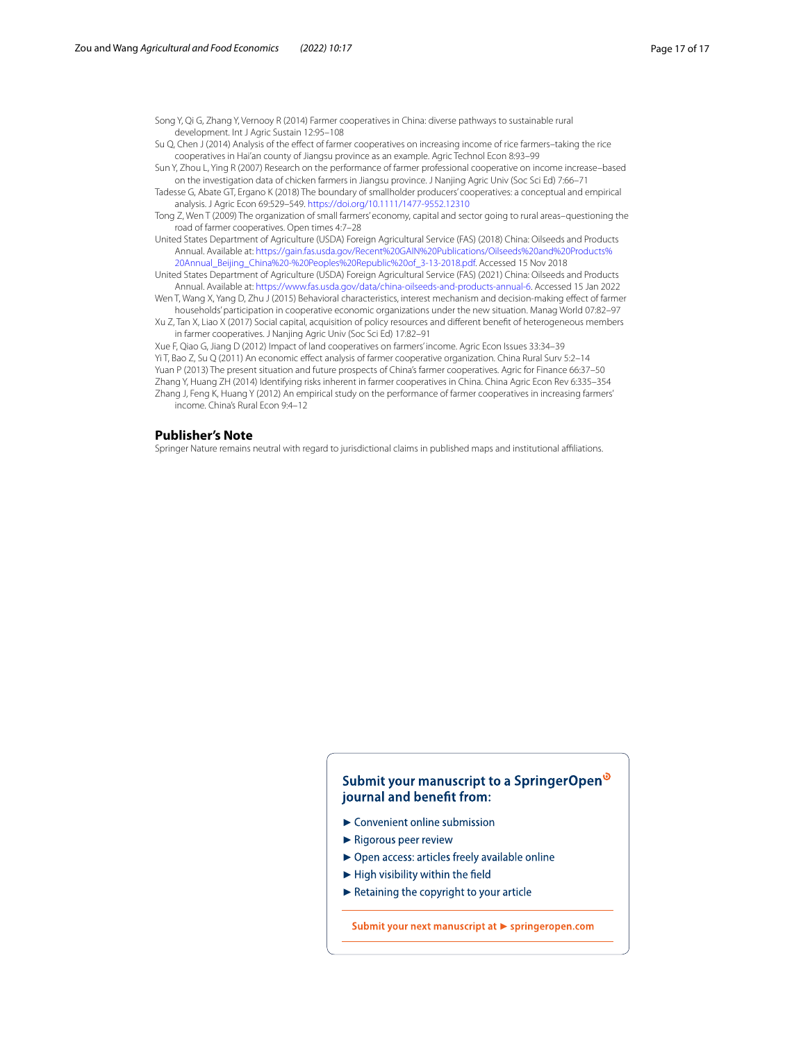Song Y, Qi G, Zhang Y, Vernooy R (2014) Farmer cooperatives in China: diverse pathways to sustainable rural development. Int J Agric Sustain 12:95–108

Su Q, Chen J (2014) Analysis of the effect of farmer cooperatives on increasing income of rice farmers–taking the rice cooperatives in Hai'an county of Jiangsu province as an example. Agric Technol Econ 8:93–99

Sun Y, Zhou L, Ying R (2007) Research on the performance of farmer professional cooperative on income increase–based on the investigation data of chicken farmers in Jiangsu province. J Nanjing Agric Univ (Soc Sci Ed) 7:66–71

Tadesse G, Abate GT, Ergano K (2018) The boundary of smallholder producers' cooperatives: a conceptual and empirical analysis. J Agric Econ 69:529–549. https://doi.org/10.1111/1477-9552.12310

Tong Z, Wen T (2009) The organization of small farmers' economy, capital and sector going to rural areas–questioning the road of farmer cooperatives. Open times 4:7–28

United States Department of Agriculture (USDA) Foreign Agricultural Service (FAS) (2018) China: Oilseeds and Products Annual. Available at: https://gain.fas.usda.gov/Recent%20GAIN%20Publications/Oilseeds%20and%20Products%20Annual_Beijing_China%20-%20Peoples%20Republic%20of_3-13-2018.pdf. Accessed 15 Nov 2018

United States Department of Agriculture (USDA) Foreign Agricultural Service (FAS) (2021) China: Oilseeds and Products Annual. Available at: https://www.fas.usda.gov/data/china-oilseeds-and-products-annual-6. Accessed 15 Jan 2022

Wen T, Wang X, Yang D, Zhu J (2015) Behavioral characteristics, interest mechanism and decision-making effect of farmer households' participation in cooperative economic organizations under the new situation. Manag World 07:82–97

Xu Z, Tan X, Liao X (2017) Social capital, acquisition of policy resources and different benefit of heterogeneous members in farmer cooperatives. J Nanjing Agric Univ (Soc Sci Ed) 17:82–91

Xue F, Qiao G, Jiang D (2012) Impact of land cooperatives on farmers' income. Agric Econ Issues 33:34–39

Yi T, Bao Z, Su Q (2011) An economic effect analysis of farmer cooperative organization. China Rural Surv 5:2–14

Yuan P (2013) The present situation and future prospects of China's farmer cooperatives. Agric for Finance 66:37–50

Zhang Y, Huang ZH (2014) Identifying risks inherent in farmer cooperatives in China. China Agric Econ Rev 6:335–354

Zhang J, Feng K, Huang Y (2012) An empirical study on the performance of farmer cooperatives in increasing farmers' income. China's Rural Econ 9:4–12

## Publisher's Note

Springer Nature remains neutral with regard to jurisdictional claims in published maps and institutional affiliations.

**Submit your manuscript to a SpringerOpen journal and benefit from:**

- ► Convenient online submission
- ► Rigorous peer review
- ► Open access: articles freely available online
- ► High visibility within the field
- ► Retaining the copyright to your article

**Submit your next manuscript at ► springeropen.com**